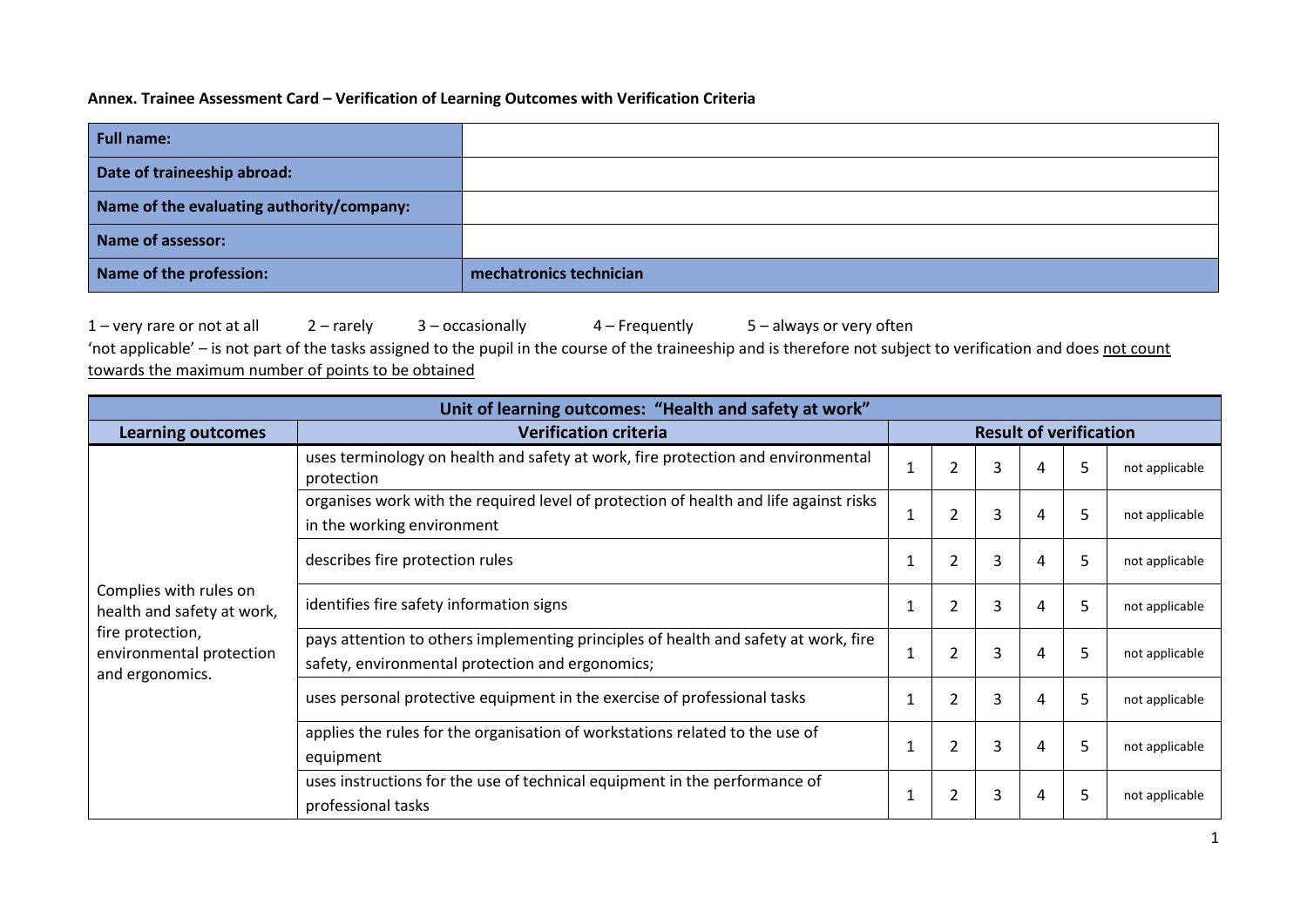**Annex. Trainee Assessment Card – Verification of Learning Outcomes with Verification Criteria**

| Full name: | |
|---|---|
| Date of traineeship abroad: | |
| Name of the evaluating authority/company: | |
| Name of assessor: | |
| Name of the profession: | **mechatronics technician** |

1 – very rare or not at all 2 – rarely 3 – occasionally 4 – Frequently 5 – always or very often

'not applicable' – is not part of the tasks assigned to the pupil in the course of the traineeship and is therefore not subject to verification and does <u>not count towards the maximum number of points to be obtained</u>

| Unit of learning outcomes: "Health and safety at work" | | | | | | | | |
|---|---|---|---|---|---|---|---|---|
| **Learning outcomes** | **Verification criteria** | **Result of verification** | | | | | | |
| Complies with rules on health and safety at work, fire protection, environmental protection and ergonomics. | uses terminology on health and safety at work, fire protection and environmental protection | 1 | 2 | 3 | 4 | 5 | not applicable |
| | organises work with the required level of protection of health and life against risks in the working environment | 1 | 2 | 3 | 4 | 5 | not applicable |
| | describes fire protection rules | 1 | 2 | 3 | 4 | 5 | not applicable |
| | identifies fire safety information signs | 1 | 2 | 3 | 4 | 5 | not applicable |
| | pays attention to others implementing principles of health and safety at work, fire safety, environmental protection and ergonomics; | 1 | 2 | 3 | 4 | 5 | not applicable |
| | uses personal protective equipment in the exercise of professional tasks | 1 | 2 | 3 | 4 | 5 | not applicable |
| | applies the rules for the organisation of workstations related to the use of equipment | 1 | 2 | 3 | 4 | 5 | not applicable |
| | uses instructions for the use of technical equipment in the performance of professional tasks | 1 | 2 | 3 | 4 | 5 | not applicable |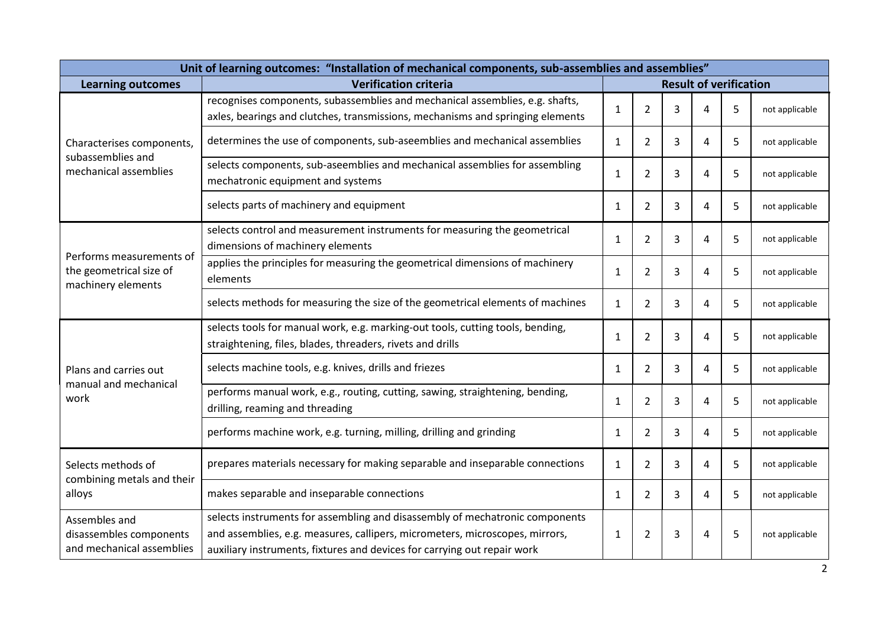| Unit of learning outcomes: "Installation of mechanical components, sub-assemblies and assemblies" | | | | | | | |
|---|---|---|---|---|---|---|---|
| **Learning outcomes** | **Verification criteria** | **Result of verification** | | | | | |
| Characterises components, subassemblies and mechanical assemblies | recognises components, subassemblies and mechanical assemblies, e.g. shafts, axles, bearings and clutches, transmissions, mechanisms and springing elements | 1 | 2 | 3 | 4 | 5 | not applicable |
| | determines the use of components, sub-aseemblies and mechanical assemblies | 1 | 2 | 3 | 4 | 5 | not applicable |
| | selects components, sub-aseemblies and mechanical assemblies for assembling mechatronic equipment and systems | 1 | 2 | 3 | 4 | 5 | not applicable |
| | selects parts of machinery and equipment | 1 | 2 | 3 | 4 | 5 | not applicable |
| Performs measurements of the geometrical size of machinery elements | selects control and measurement instruments for measuring the geometrical dimensions of machinery elements | 1 | 2 | 3 | 4 | 5 | not applicable |
| | applies the principles for measuring the geometrical dimensions of machinery elements | 1 | 2 | 3 | 4 | 5 | not applicable |
| | selects methods for measuring the size of the geometrical elements of machines | 1 | 2 | 3 | 4 | 5 | not applicable |
| Plans and carries out manual and mechanical work | selects tools for manual work, e.g. marking-out tools, cutting tools, bending, straightening, files, blades, threaders, rivets and drills | 1 | 2 | 3 | 4 | 5 | not applicable |
| | selects machine tools, e.g. knives, drills and friezes | 1 | 2 | 3 | 4 | 5 | not applicable |
| | performs manual work, e.g., routing, cutting, sawing, straightening, bending, drilling, reaming and threading | 1 | 2 | 3 | 4 | 5 | not applicable |
| | performs machine work, e.g. turning, milling, drilling and grinding | 1 | 2 | 3 | 4 | 5 | not applicable |
| Selects methods of combining metals and their alloys | prepares materials necessary for making separable and inseparable connections | 1 | 2 | 3 | 4 | 5 | not applicable |
| | makes separable and inseparable connections | 1 | 2 | 3 | 4 | 5 | not applicable |
| Assembles and disassembles components and mechanical assemblies | selects instruments for assembling and disassembly of mechatronic components and assemblies, e.g. measures, callipers, micrometers, microscopes, mirrors, auxiliary instruments, fixtures and devices for carrying out repair work | 1 | 2 | 3 | 4 | 5 | not applicable |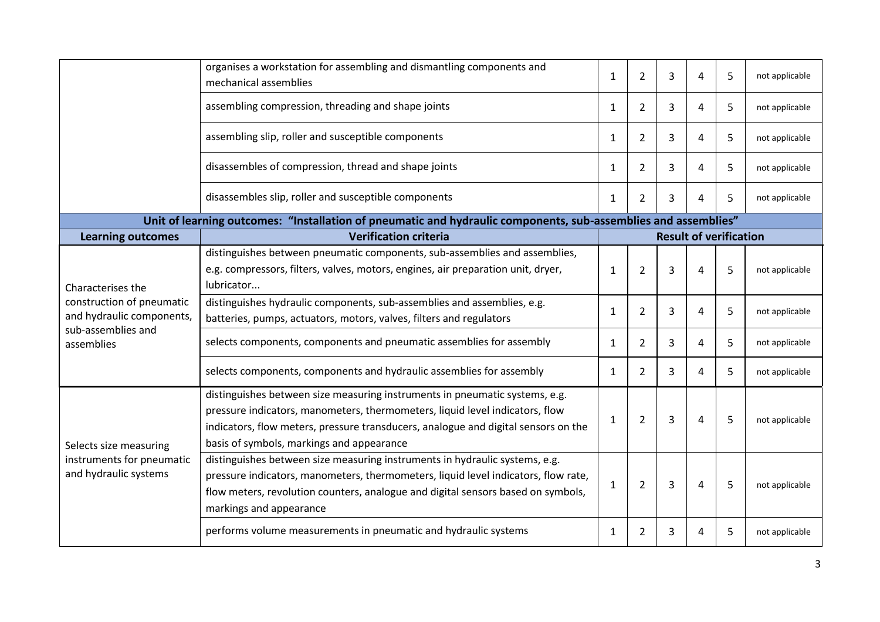| Learning outcomes | Verification criteria | Result of verification | | | | | |
|---|---|---|---|---|---|---|---|
| | organises a workstation for assembling and dismantling components and mechanical assemblies | 1 | 2 | 3 | 4 | 5 | not applicable |
| | assembling compression, threading and shape joints | 1 | 2 | 3 | 4 | 5 | not applicable |
| | assembling slip, roller and susceptible components | 1 | 2 | 3 | 4 | 5 | not applicable |
| | disassembles of compression, thread and shape joints | 1 | 2 | 3 | 4 | 5 | not applicable |
| | disassembles slip, roller and susceptible components | 1 | 2 | 3 | 4 | 5 | not applicable |
| **Unit of learning outcomes: "Installation of pneumatic and hydraulic components, sub-assemblies and assemblies"** | | | | | | | |
| **Learning outcomes** | **Verification criteria** | **Result of verification** | | | | | |
| Characterises the construction of pneumatic and hydraulic components, sub-assemblies and assemblies | distinguishes between pneumatic components, sub-assemblies and assemblies, e.g. compressors, filters, valves, motors, engines, air preparation unit, dryer, lubricator... | 1 | 2 | 3 | 4 | 5 | not applicable |
| | distinguishes hydraulic components, sub-assemblies and assemblies, e.g. batteries, pumps, actuators, motors, valves, filters and regulators | 1 | 2 | 3 | 4 | 5 | not applicable |
| | selects components, components and pneumatic assemblies for assembly | 1 | 2 | 3 | 4 | 5 | not applicable |
| | selects components, components and hydraulic assemblies for assembly | 1 | 2 | 3 | 4 | 5 | not applicable |
| Selects size measuring instruments for pneumatic and hydraulic systems | distinguishes between size measuring instruments in pneumatic systems, e.g. pressure indicators, manometers, thermometers, liquid level indicators, flow indicators, flow meters, pressure transducers, analogue and digital sensors on the basis of symbols, markings and appearance | 1 | 2 | 3 | 4 | 5 | not applicable |
| | distinguishes between size measuring instruments in hydraulic systems, e.g. pressure indicators, manometers, thermometers, liquid level indicators, flow rate, flow meters, revolution counters, analogue and digital sensors based on symbols, markings and appearance | 1 | 2 | 3 | 4 | 5 | not applicable |
| | performs volume measurements in pneumatic and hydraulic systems | 1 | 2 | 3 | 4 | 5 | not applicable |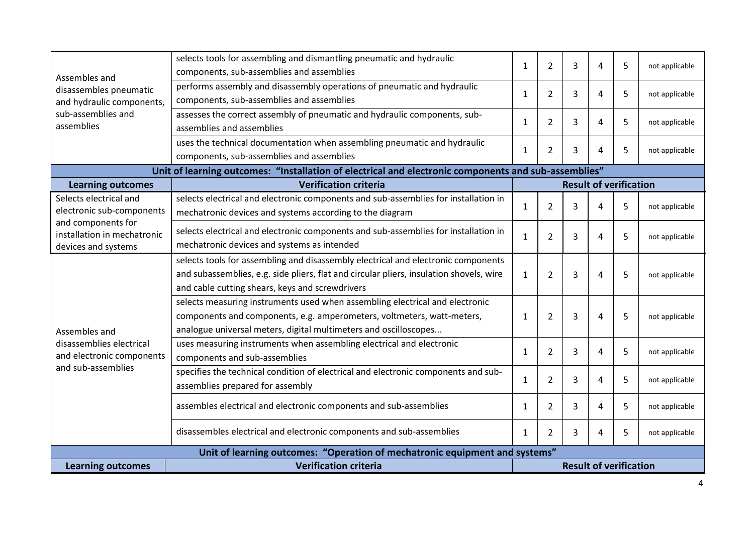| Learning outcomes | Verification criteria | Result of verification | | | | | |
|---|---|---|---|---|---|---|---|
| Assembles and disassembles pneumatic and hydraulic components, sub-assemblies and assemblies | selects tools for assembling and dismantling pneumatic and hydraulic components, sub-assemblies and assemblies | 1 | 2 | 3 | 4 | 5 | not applicable |
| | performs assembly and disassembly operations of pneumatic and hydraulic components, sub-assemblies and assemblies | 1 | 2 | 3 | 4 | 5 | not applicable |
| | assesses the correct assembly of pneumatic and hydraulic components, sub-assemblies and assemblies | 1 | 2 | 3 | 4 | 5 | not applicable |
| | uses the technical documentation when assembling pneumatic and hydraulic components, sub-assemblies and assemblies | 1 | 2 | 3 | 4 | 5 | not applicable |

**Unit of learning outcomes: "Installation of electrical and electronic components and sub-assemblies"**

| Learning outcomes | Verification criteria | Result of verification | | | | | |
|---|---|---|---|---|---|---|---|
| Selects electrical and electronic sub-components and components for installation in mechatronic devices and systems | selects electrical and electronic components and sub-assemblies for installation in mechatronic devices and systems according to the diagram | 1 | 2 | 3 | 4 | 5 | not applicable |
| | selects electrical and electronic components and sub-assemblies for installation in mechatronic devices and systems as intended | 1 | 2 | 3 | 4 | 5 | not applicable |
| Assembles and disassemblies electrical and electronic components and sub-assemblies | selects tools for assembling and disassembly electrical and electronic components and subassemblies, e.g. side pliers, flat and circular pliers, insulation shovels, wire and cable cutting shears, keys and screwdrivers | 1 | 2 | 3 | 4 | 5 | not applicable |
| | selects measuring instruments used when assembling electrical and electronic components and components, e.g. amperometers, voltmeters, watt-meters, analogue universal meters, digital multimeters and oscilloscopes... | 1 | 2 | 3 | 4 | 5 | not applicable |
| | uses measuring instruments when assembling electrical and electronic components and sub-assemblies | 1 | 2 | 3 | 4 | 5 | not applicable |
| | specifies the technical condition of electrical and electronic components and sub-assemblies prepared for assembly | 1 | 2 | 3 | 4 | 5 | not applicable |
| | assembles electrical and electronic components and sub-assemblies | 1 | 2 | 3 | 4 | 5 | not applicable |
| | disassembles electrical and electronic components and sub-assemblies | 1 | 2 | 3 | 4 | 5 | not applicable |

**Unit of learning outcomes: "Operation of mechatronic equipment and systems"**

| Learning outcomes | Verification criteria | Result of verification |
|---|---|---|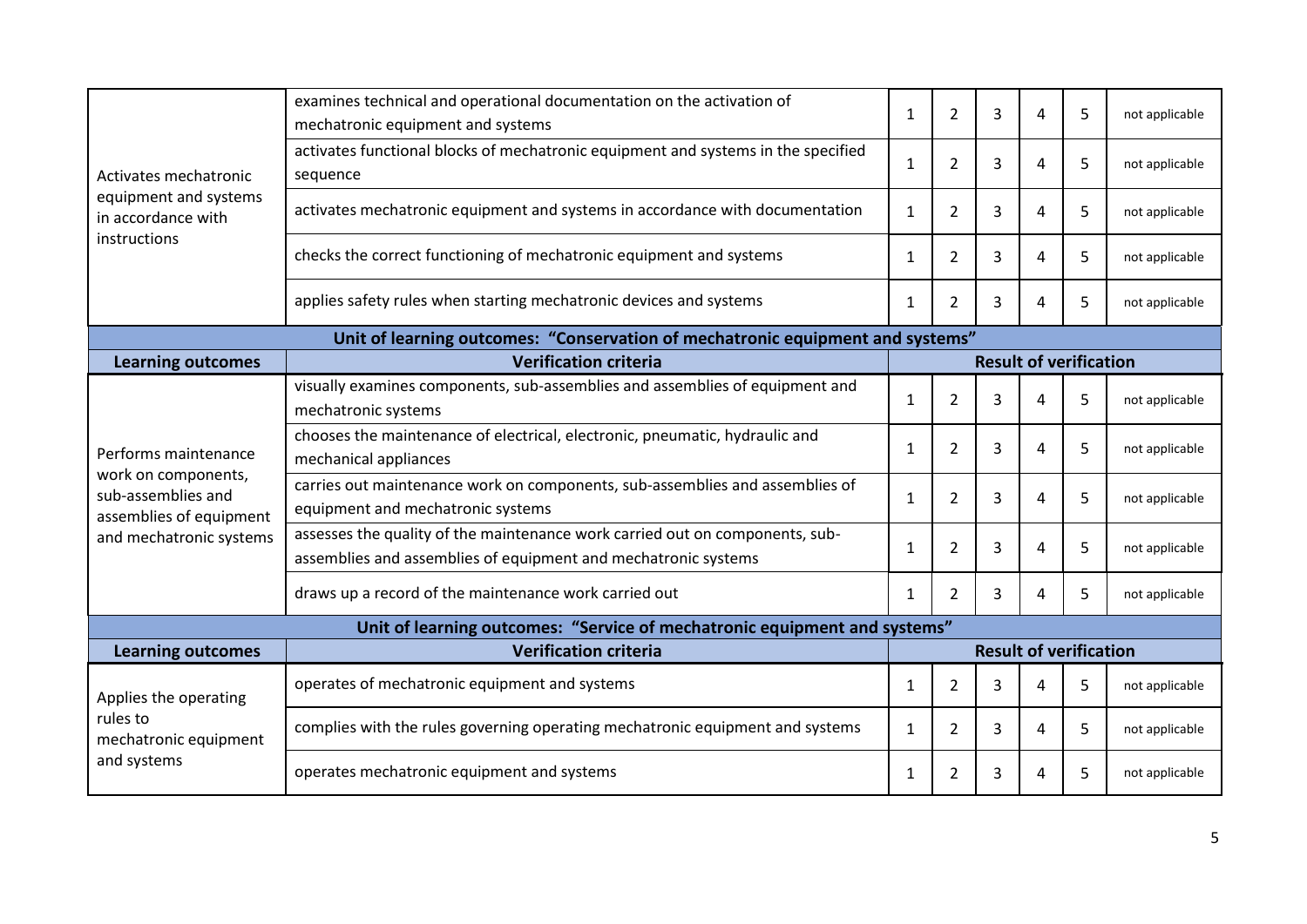| Learning outcomes | Verification criteria | Result of verification | | | | | |
|---|---|---|---|---|---|---|---|
| Activates mechatronic equipment and systems in accordance with instructions | examines technical and operational documentation on the activation of mechatronic equipment and systems | 1 | 2 | 3 | 4 | 5 | not applicable |
| | activates functional blocks of mechatronic equipment and systems in the specified sequence | 1 | 2 | 3 | 4 | 5 | not applicable |
| | activates mechatronic equipment and systems in accordance with documentation | 1 | 2 | 3 | 4 | 5 | not applicable |
| | checks the correct functioning of mechatronic equipment and systems | 1 | 2 | 3 | 4 | 5 | not applicable |
| | applies safety rules when starting mechatronic devices and systems | 1 | 2 | 3 | 4 | 5 | not applicable |

**Unit of learning outcomes: "Conservation of mechatronic equipment and systems"**

| Learning outcomes | Verification criteria | Result of verification | | | | | |
|---|---|---|---|---|---|---|---|
| Performs maintenance work on components, sub-assemblies and assemblies of equipment and mechatronic systems | visually examines components, sub-assemblies and assemblies of equipment and mechatronic systems | 1 | 2 | 3 | 4 | 5 | not applicable |
| | chooses the maintenance of electrical, electronic, pneumatic, hydraulic and mechanical appliances | 1 | 2 | 3 | 4 | 5 | not applicable |
| | carries out maintenance work on components, sub-assemblies and assemblies of equipment and mechatronic systems | 1 | 2 | 3 | 4 | 5 | not applicable |
| | assesses the quality of the maintenance work carried out on components, sub-assemblies and assemblies of equipment and mechatronic systems | 1 | 2 | 3 | 4 | 5 | not applicable |
| | draws up a record of the maintenance work carried out | 1 | 2 | 3 | 4 | 5 | not applicable |

**Unit of learning outcomes: "Service of mechatronic equipment and systems"**

| Learning outcomes | Verification criteria | Result of verification | | | | | |
|---|---|---|---|---|---|---|---|
| Applies the operating rules to mechatronic equipment and systems | operates of mechatronic equipment and systems | 1 | 2 | 3 | 4 | 5 | not applicable |
| | complies with the rules governing operating mechatronic equipment and systems | 1 | 2 | 3 | 4 | 5 | not applicable |
| | operates mechatronic equipment and systems | 1 | 2 | 3 | 4 | 5 | not applicable |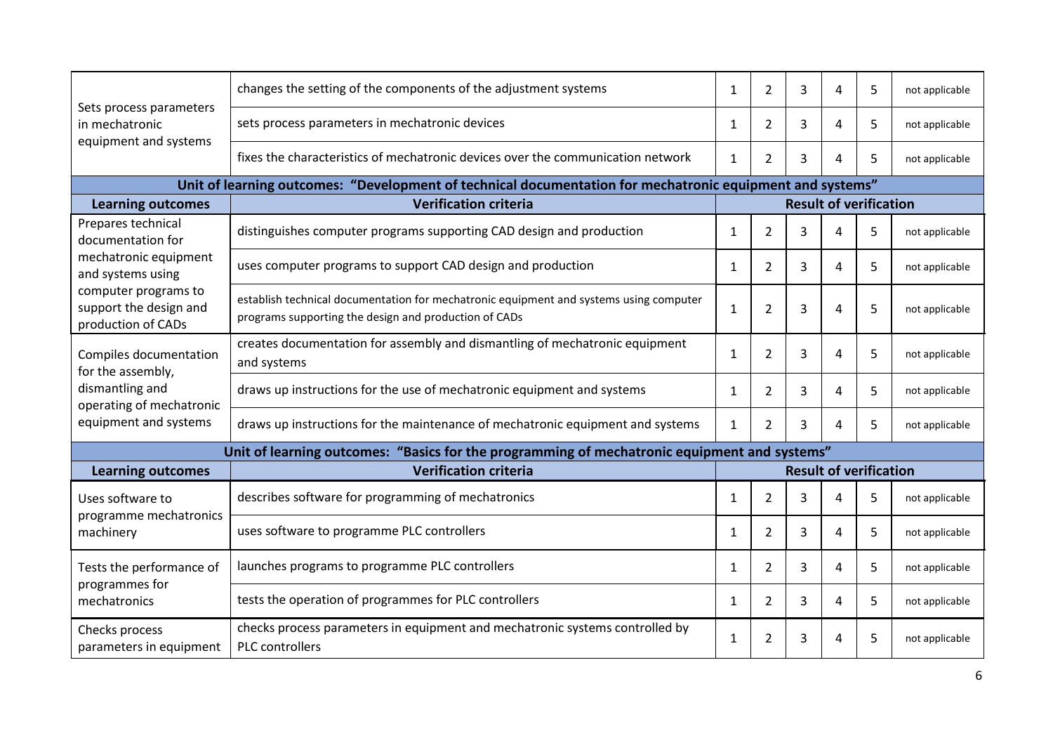| | | | | | | | |
|---|---|---|---|---|---|---|---|
| Sets process parameters in mechatronic equipment and systems | changes the setting of the components of the adjustment systems | 1 | 2 | 3 | 4 | 5 | not applicable |
| | sets process parameters in mechatronic devices | 1 | 2 | 3 | 4 | 5 | not applicable |
| | fixes the characteristics of mechatronic devices over the communication network | 1 | 2 | 3 | 4 | 5 | not applicable |
| **Unit of learning outcomes: "Development of technical documentation for mechatronic equipment and systems"** | | | | | | | |
| **Learning outcomes** | **Verification criteria** | **Result of verification** | | | | | |
| Prepares technical documentation for mechatronic equipment and systems using computer programs to support the design and production of CADs | distinguishes computer programs supporting CAD design and production | 1 | 2 | 3 | 4 | 5 | not applicable |
| | uses computer programs to support CAD design and production | 1 | 2 | 3 | 4 | 5 | not applicable |
| | establish technical documentation for mechatronic equipment and systems using computer programs supporting the design and production of CADs | 1 | 2 | 3 | 4 | 5 | not applicable |
| Compiles documentation for the assembly, dismantling and operating of mechatronic equipment and systems | creates documentation for assembly and dismantling of mechatronic equipment and systems | 1 | 2 | 3 | 4 | 5 | not applicable |
| | draws up instructions for the use of mechatronic equipment and systems | 1 | 2 | 3 | 4 | 5 | not applicable |
| | draws up instructions for the maintenance of mechatronic equipment and systems | 1 | 2 | 3 | 4 | 5 | not applicable |
| **Unit of learning outcomes: "Basics for the programming of mechatronic equipment and systems"** | | | | | | | |
| **Learning outcomes** | **Verification criteria** | **Result of verification** | | | | | |
| Uses software to programme mechatronics machinery | describes software for programming of mechatronics | 1 | 2 | 3 | 4 | 5 | not applicable |
| | uses software to programme PLC controllers | 1 | 2 | 3 | 4 | 5 | not applicable |
| Tests the performance of programmes for mechatronics | launches programs to programme PLC controllers | 1 | 2 | 3 | 4 | 5 | not applicable |
| | tests the operation of programmes for PLC controllers | 1 | 2 | 3 | 4 | 5 | not applicable |
| Checks process parameters in equipment | checks process parameters in equipment and mechatronic systems controlled by PLC controllers | 1 | 2 | 3 | 4 | 5 | not applicable |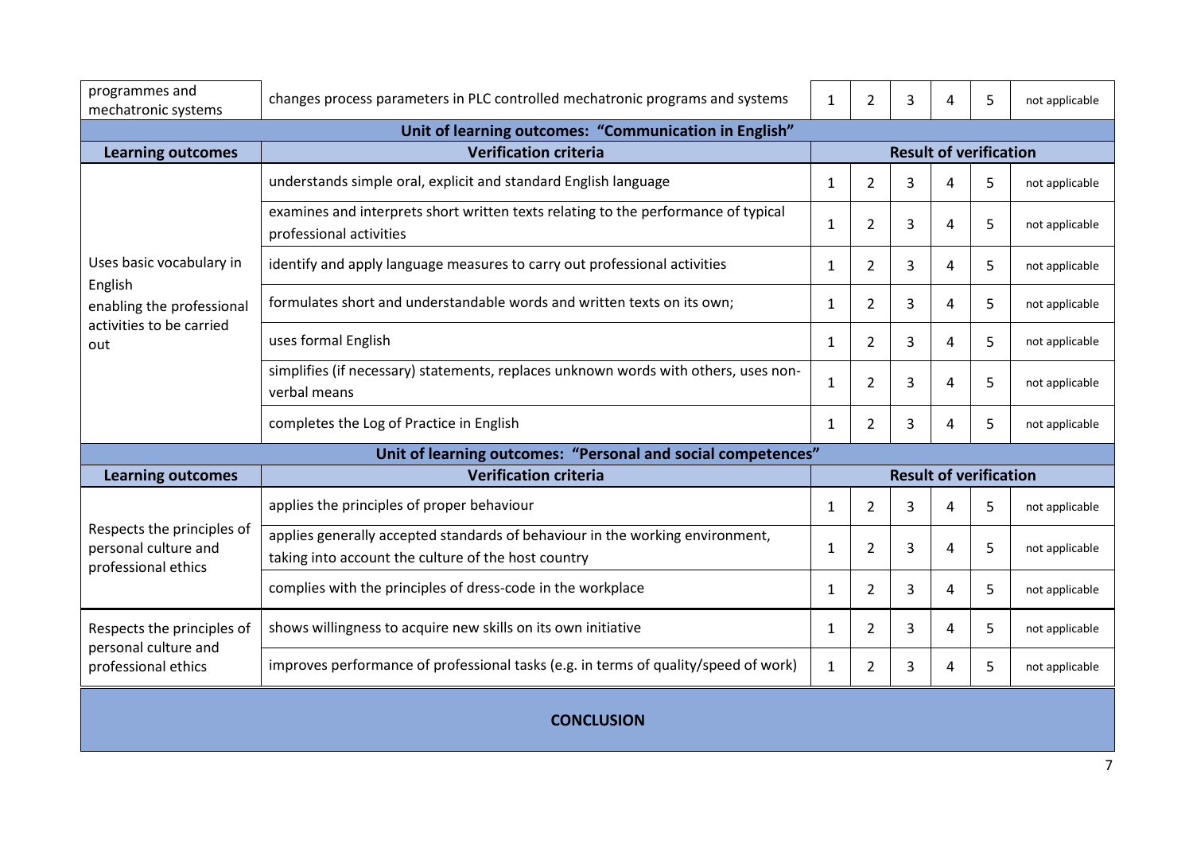| | | | | | | | |
|---|---|---|---|---|---|---|---|
| programmes and mechatronic systems | changes process parameters in PLC controlled mechatronic programs and systems | 1 | 2 | 3 | 4 | 5 | not applicable |
| **Unit of learning outcomes: "Communication in English"** | | | | | | | |
| **Learning outcomes** | **Verification criteria** | **Result of verification** | | | | | |
| Uses basic vocabulary in English enabling the professional activities to be carried out | understands simple oral, explicit and standard English language | 1 | 2 | 3 | 4 | 5 | not applicable |
| | examines and interprets short written texts relating to the performance of typical professional activities | 1 | 2 | 3 | 4 | 5 | not applicable |
| | identify and apply language measures to carry out professional activities | 1 | 2 | 3 | 4 | 5 | not applicable |
| | formulates short and understandable words and written texts on its own; | 1 | 2 | 3 | 4 | 5 | not applicable |
| | uses formal English | 1 | 2 | 3 | 4 | 5 | not applicable |
| | simplifies (if necessary) statements, replaces unknown words with others, uses non-verbal means | 1 | 2 | 3 | 4 | 5 | not applicable |
| | completes the Log of Practice in English | 1 | 2 | 3 | 4 | 5 | not applicable |
| **Unit of learning outcomes: "Personal and social competences"** | | | | | | | |
| **Learning outcomes** | **Verification criteria** | **Result of verification** | | | | | |
| Respects the principles of personal culture and professional ethics | applies the principles of proper behaviour | 1 | 2 | 3 | 4 | 5 | not applicable |
| | applies generally accepted standards of behaviour in the working environment, taking into account the culture of the host country | 1 | 2 | 3 | 4 | 5 | not applicable |
| | complies with the principles of dress-code in the workplace | 1 | 2 | 3 | 4 | 5 | not applicable |
| Respects the principles of personal culture and professional ethics | shows willingness to acquire new skills on its own initiative | 1 | 2 | 3 | 4 | 5 | not applicable |
| | improves performance of professional tasks (e.g. in terms of quality/speed of work) | 1 | 2 | 3 | 4 | 5 | not applicable |

**CONCLUSION**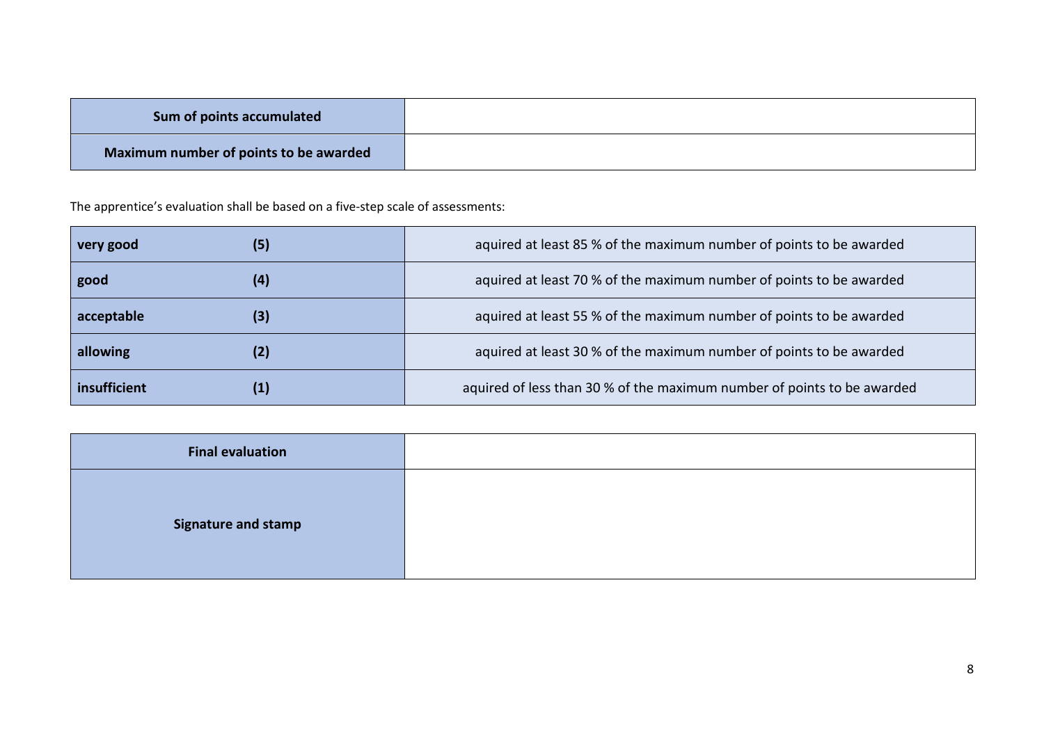| | |
|---|---|
| **Sum of points accumulated** | |
| **Maximum number of points to be awarded** | |

The apprentice's evaluation shall be based on a five-step scale of assessments:

| | | |
|---|---|---|
| **very good** | **(5)** | aquired at least 85 % of the maximum number of points to be awarded |
| **good** | **(4)** | aquired at least 70 % of the maximum number of points to be awarded |
| **acceptable** | **(3)** | aquired at least 55 % of the maximum number of points to be awarded |
| **allowing** | **(2)** | aquired at least 30 % of the maximum number of points to be awarded |
| **insufficient** | **(1)** | aquired of less than 30 % of the maximum number of points to be awarded |

| | |
|---|---|
| **Final evaluation** | |
| **Signature and stamp** | |